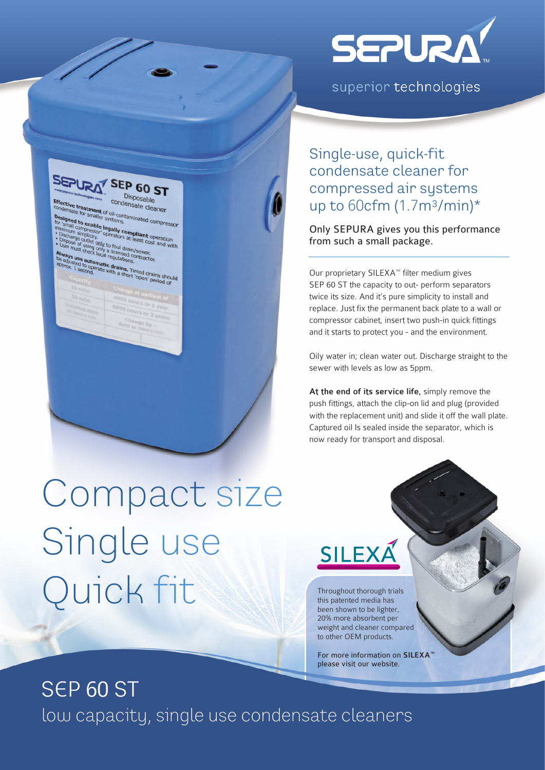SEPURA

superior technologies

## Single-use, quick-fit condensate cleaner for compressed air systems up to 60cfm (1.7m³/min)*

**Only SEPURA gives you this performance from such a small package.**

Our proprietary SILEXA™ filter medium gives SEP 60 ST the capacity to out- perform separators twice its size. And it's pure simplicity to install and replace. Just fix the permanent back plate to a wall or compressor cabinet, insert two push-in quick fittings and it starts to protect you - and the environment.

Oily water in; clean water out. Discharge straight to the sewer with levels as low as 5ppm.

**At the end of its service life,** simply remove the push fittings, attach the clip-on lid and plug (provided with the replacement unit) and slide it off the wall plate. Captured oil Is sealed inside the separator, which is now ready for transport and disposal.

# Compact size
# Single use
# Quick fit

SILEXA

Throughout thorough trials this patented media has been shown to be lighter, 20% more absorbent per weight and cleaner compared to other OEM products.

For more information on **SILEXA™** please visit our website.

# SEP 60 ST

## low capacity, single use condensate cleaners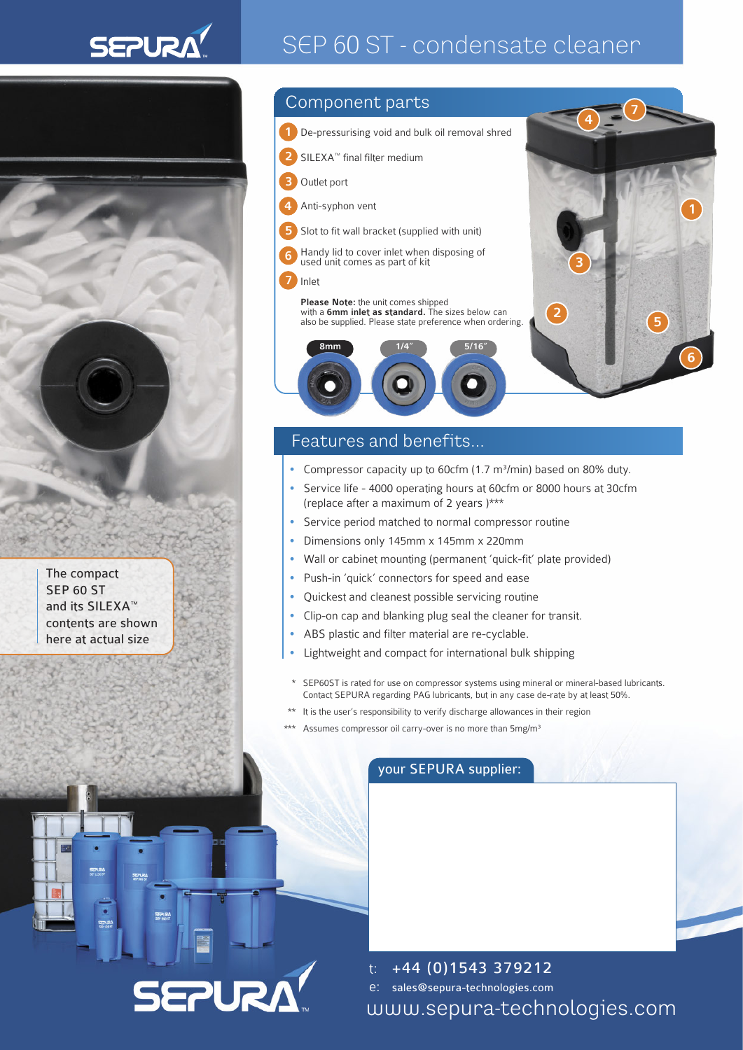# SEP 60 ST - condensate cleaner

## Component parts

1. De-pressurising void and bulk oil removal shred
2. SILEXA™ final filter medium
3. Outlet port
4. Anti-syphon vent
5. Slot to fit wall bracket (supplied with unit)
6. Handy lid to cover inlet when disposing of used unit comes as part of kit
7. Inlet

**Please Note:** the unit comes shipped with a **6mm inlet as standard.** The sizes below can also be supplied. Please state preference when ordering.

8mm
1/4″
5/16″

The compact SEP 60 ST and its SILEXA™ contents are shown here at actual size

## Features and benefits...

- Compressor capacity up to 60cfm (1.7 $m^3$/min) based on 80% duty.
- Service life - 4000 operating hours at 60cfm or 8000 hours at 30cfm (replace after a maximum of 2 years )***
- Service period matched to normal compressor routine
- Dimensions only 145mm x 145mm x 220mm
- Wall or cabinet mounting (permanent 'quick-fit' plate provided)
- Push-in 'quick' connectors for speed and ease
- Quickest and cleanest possible servicing routine
- Clip-on cap and blanking plug seal the cleaner for transit.
- ABS plastic and filter material are re-cyclable.
- Lightweight and compact for international bulk shipping

\* SEP60ST is rated for use on compressor systems using mineral or mineral-based lubricants. Contact SEPURA regarding PAG lubricants, but in any case de-rate by at least 50%.

\*\* It is the user's responsibility to verify discharge allowances in their region

\*\*\* Assumes compressor oil carry-over is no more than 5mg/$m^3$

your SEPURA supplier:

t: +44 (0)1543 379212

e: sales@sepura-technologies.com

www.sepura-technologies.com